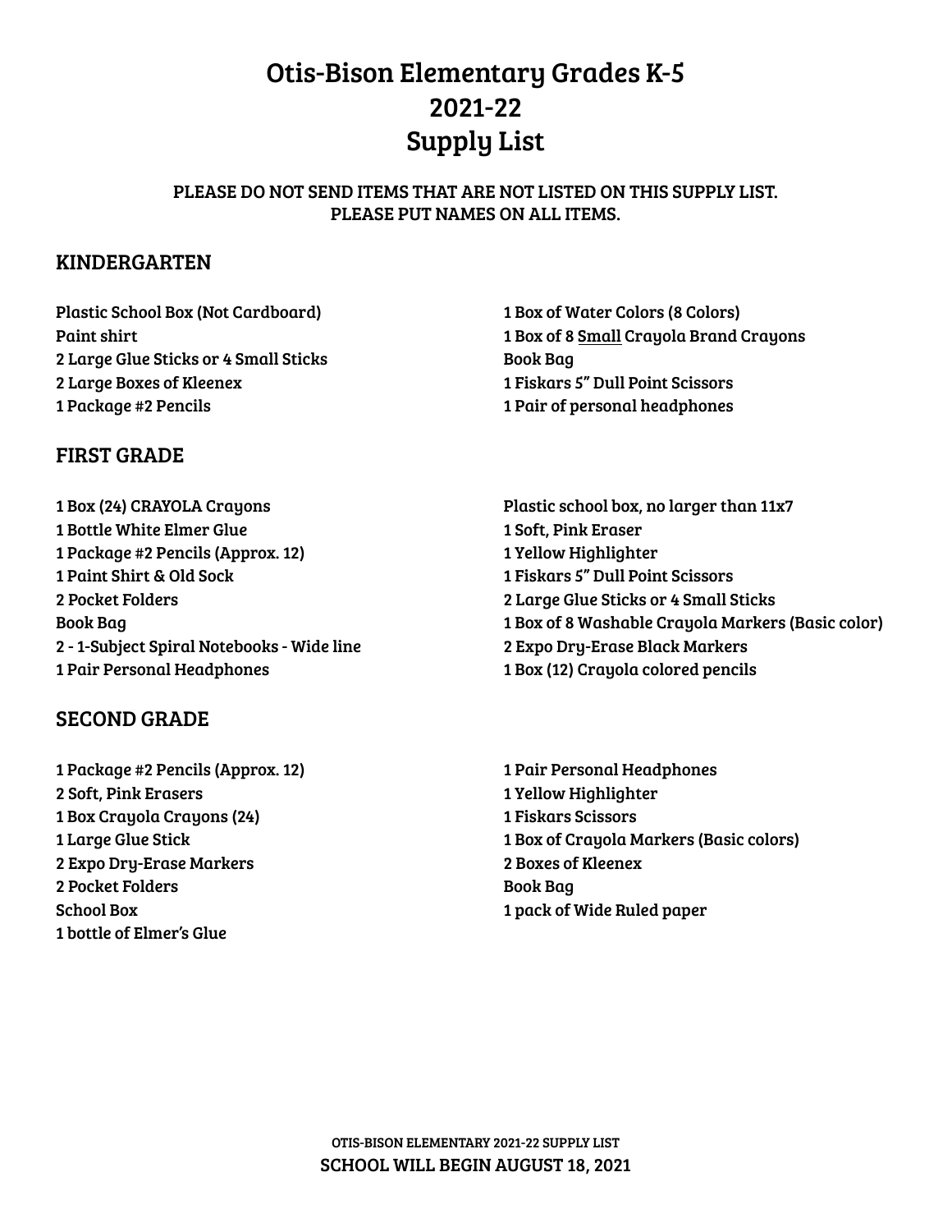# Otis-Bison Elementary Grades K-5
# 2021-22
# Supply List

PLEASE DO NOT SEND ITEMS THAT ARE NOT LISTED ON THIS SUPPLY LIST.
PLEASE PUT NAMES ON ALL ITEMS.

## KINDERGARTEN

- Plastic School Box (Not Cardboard)
- Paint shirt
- 2 Large Glue Sticks or 4 Small Sticks
- 2 Large Boxes of Kleenex
- 1 Package #2 Pencils
- 1 Box of Water Colors (8 Colors)
- 1 Box of 8 Small Crayola Brand Crayons
- Book Bag
- 1 Fiskars 5" Dull Point Scissors
- 1 Pair of personal headphones

## FIRST GRADE

- 1 Box (24) CRAYOLA Crayons
- 1 Bottle White Elmer Glue
- 1 Package #2 Pencils (Approx. 12)
- 1 Paint Shirt & Old Sock
- 2 Pocket Folders
- Book Bag
- 2 - 1-Subject Spiral Notebooks - Wide line
- 1 Pair Personal Headphones
- Plastic school box, no larger than 11x7
- 1 Soft, Pink Eraser
- 1 Yellow Highlighter
- 1 Fiskars 5" Dull Point Scissors
- 2 Large Glue Sticks or 4 Small Sticks
- 1 Box of 8 Washable Crayola Markers (Basic color)
- 2 Expo Dry-Erase Black Markers
- 1 Box (12) Crayola colored pencils

## SECOND GRADE

- 1 Package #2 Pencils (Approx. 12)
- 2 Soft, Pink Erasers
- 1 Box Crayola Crayons (24)
- 1 Large Glue Stick
- 2 Expo Dry-Erase Markers
- 2 Pocket Folders
- School Box
- 1 bottle of Elmer's Glue
- 1 Pair Personal Headphones
- 1 Yellow Highlighter
- 1 Fiskars Scissors
- 1 Box of Crayola Markers (Basic colors)
- 2 Boxes of Kleenex
- Book Bag
- 1 pack of Wide Ruled paper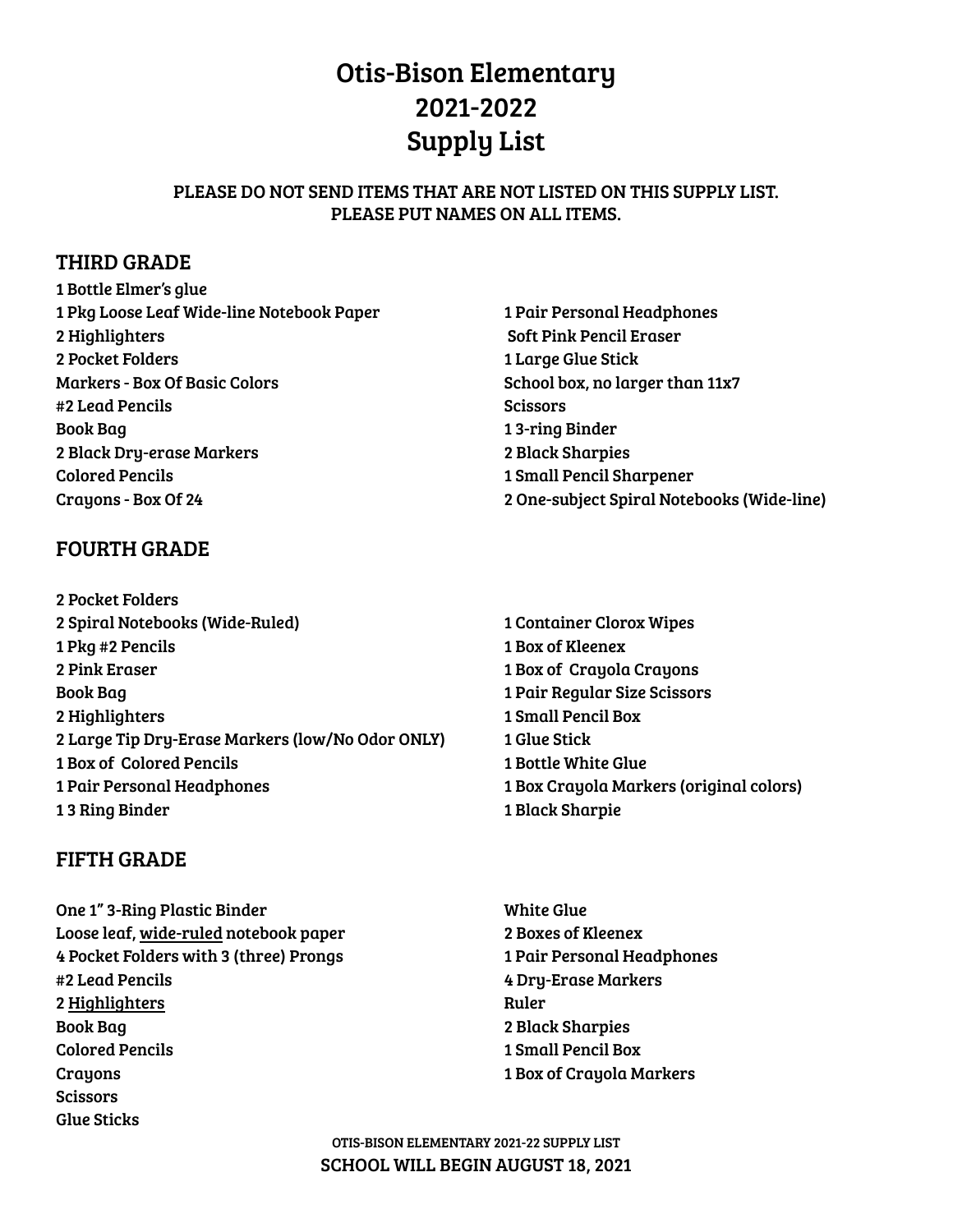# Otis-Bison Elementary
# 2021-2022
# Supply List

**PLEASE DO NOT SEND ITEMS THAT ARE NOT LISTED ON THIS SUPPLY LIST.**
**PLEASE PUT NAMES ON ALL ITEMS.**

## THIRD GRADE

1 Bottle Elmer's glue
1 Pkg Loose Leaf Wide-line Notebook Paper
2 Highlighters
2 Pocket Folders
Markers - Box Of Basic Colors
#2 Lead Pencils
Book Bag
2 Black Dry-erase Markers
Colored Pencils
Crayons - Box Of 24
1 Pair Personal Headphones
Soft Pink Pencil Eraser
1 Large Glue Stick
School box, no larger than 11x7
Scissors
1 3-ring Binder
2 Black Sharpies
1 Small Pencil Sharpener
2 One-subject Spiral Notebooks (Wide-line)

## FOURTH GRADE

2 Pocket Folders
2 Spiral Notebooks (Wide-Ruled)
1 Pkg #2 Pencils
2 Pink Eraser
Book Bag
2 Highlighters
2 Large Tip Dry-Erase Markers (low/No Odor ONLY)
1 Box of Colored Pencils
1 Pair Personal Headphones
1 3 Ring Binder
1 Container Clorox Wipes
1 Box of Kleenex
1 Box of Crayola Crayons
1 Pair Regular Size Scissors
1 Small Pencil Box
1 Glue Stick
1 Bottle White Glue
1 Box Crayola Markers (original colors)
1 Black Sharpie

## FIFTH GRADE

One 1" 3-Ring Plastic Binder
Loose leaf, <u>wide-ruled</u> notebook paper
4 Pocket Folders with 3 (three) Prongs
#2 Lead Pencils
2 <u>Highlighters</u>
Book Bag
Colored Pencils
Crayons
Scissors
Glue Sticks
White Glue
2 Boxes of Kleenex
1 Pair Personal Headphones
4 Dry-Erase Markers
Ruler
2 Black Sharpies
1 Small Pencil Box
1 Box of Crayola Markers

OTIS-BISON ELEMENTARY 2021-22 SUPPLY LIST

**SCHOOL WILL BEGIN AUGUST 18, 2021**